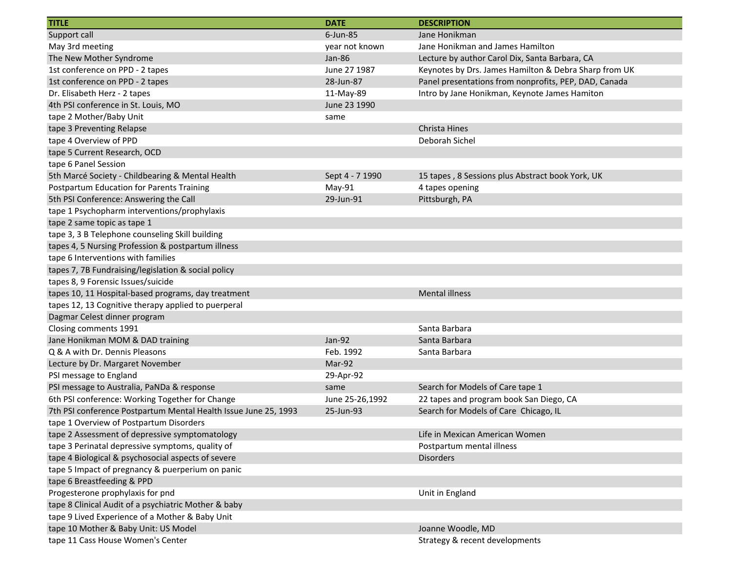| TITLE | DATE | DESCRIPTION |
|---|---|---|
| Support call | 6-Jun-85 | Jane Honikman |
| May 3rd meeting | year not known | Jane Honikman and James Hamilton |
| The New Mother Syndrome | Jan-86 | Lecture by author Carol Dix, Santa Barbara, CA |
| 1st conference on PPD - 2 tapes | June 27 1987 | Keynotes by Drs. James Hamilton & Debra Sharp from UK |
| 1st conference on PPD - 2 tapes | 28-Jun-87 | Panel presentations from nonprofits, PEP, DAD, Canada |
| Dr. Elisabeth Herz - 2 tapes | 11-May-89 | Intro by Jane Honikman, Keynote James Hamiton |
| 4th PSI conference in St. Louis, MO | June 23 1990 | |
| tape 2 Mother/Baby Unit | same | |
| tape 3 Preventing Relapse | | Christa Hines |
| tape 4 Overview of PPD | | Deborah Sichel |
| tape 5 Current Research, OCD | | |
| tape 6 Panel Session | | |
| 5th Marcé Society - Childbearing & Mental Health | Sept 4 - 7 1990 | 15 tapes , 8 Sessions plus Abstract book York, UK |
| Postpartum Education for Parents Training | May-91 | 4 tapes opening |
| 5th PSI Conference: Answering the Call | 29-Jun-91 | Pittsburgh, PA |
| tape 1 Psychopharm interventions/prophylaxis | | |
| tape 2 same topic as tape 1 | | |
| tape 3, 3 B Telephone counseling Skill building | | |
| tapes 4, 5 Nursing Profession & postpartum illness | | |
| tape 6 Interventions with families | | |
| tapes 7, 7B Fundraising/legislation & social policy | | |
| tapes 8, 9 Forensic Issues/suicide | | |
| tapes 10, 11 Hospital-based programs, day treatment | | Mental illness |
| tapes 12, 13 Cognitive therapy applied to puerperal | | |
| Dagmar Celest dinner program | | |
| Closing comments 1991 | | Santa Barbara |
| Jane Honikman MOM & DAD training | Jan-92 | Santa Barbara |
| Q & A with Dr. Dennis Pleasons | Feb. 1992 | Santa Barbara |
| Lecture by Dr. Margaret November | Mar-92 | |
| PSI message to England | 29-Apr-92 | |
| PSI message to Australia, PaNDa & response | same | Search for Models of Care tape 1 |
| 6th PSI conference: Working Together for Change | June 25-26,1992 | 22 tapes and program book San Diego, CA |
| 7th PSI conference Postpartum Mental Health Issue June 25, 1993 | 25-Jun-93 | Search for Models of Care Chicago, IL |
| tape 1 Overview of Postpartum Disorders | | |
| tape 2 Assessment of depressive symptomatology | | Life in Mexican American Women |
| tape 3 Perinatal depressive symptoms, quality of | | Postpartum mental illness |
| tape 4 Biological & psychosocial aspects of severe | | Disorders |
| tape 5 Impact of pregnancy & puerperium on panic | | |
| tape 6 Breastfeeding & PPD | | |
| Progesterone prophylaxis for pnd | | Unit in England |
| tape 8 Clinical Audit of a psychiatric Mother & baby | | |
| tape 9 Lived Experience of a Mother & Baby Unit | | |
| tape 10 Mother & Baby Unit: US Model | | Joanne Woodle, MD |
| tape 11 Cass House Women's Center | | Strategy & recent developments |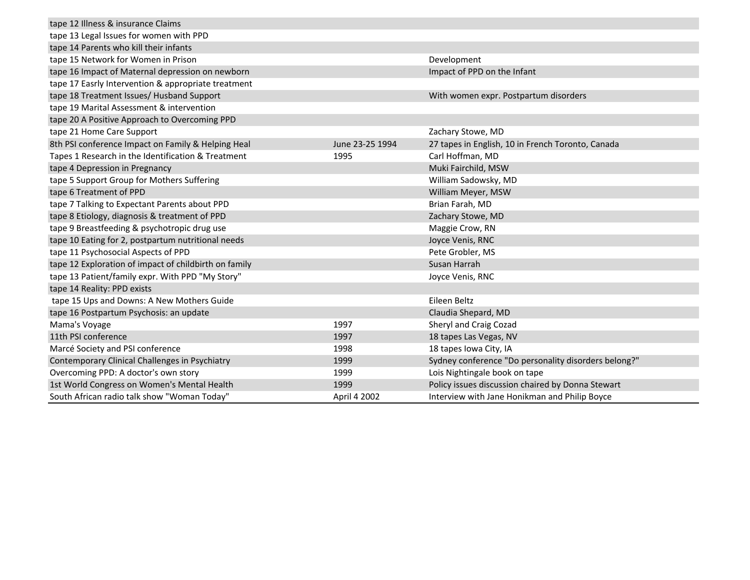| | | |
|---|---|---|
| tape 12 Illness & insurance Claims | | |
| tape 13 Legal Issues for women with PPD | | |
| tape 14 Parents who kill their infants | | |
| tape 15 Network for Women in Prison | | Development |
| tape 16 Impact of Maternal depression on newborn | | Impact of PPD on the Infant |
| tape 17 Easrly Intervention & appropriate treatment | | |
| tape 18 Treatment Issues/ Husband Support | | With women expr. Postpartum disorders |
| tape 19 Marital Assessment & intervention | | |
| tape 20 A Positive Approach to Overcoming PPD | | |
| tape 21 Home Care Support | | Zachary Stowe, MD |
| 8th PSI conference Impact on Family & Helping Heal | June 23-25 1994 | 27 tapes in English, 10 in French Toronto, Canada |
| Tapes 1 Research in the Identification & Treatment | 1995 | Carl Hoffman, MD |
| tape 4 Depression in Pregnancy | | Muki Fairchild, MSW |
| tape 5 Support Group for Mothers Suffering | | William Sadowsky, MD |
| tape 6 Treatment of PPD | | William Meyer, MSW |
| tape 7 Talking to Expectant Parents about PPD | | Brian Farah, MD |
| tape 8 Etiology, diagnosis & treatment of PPD | | Zachary Stowe, MD |
| tape 9 Breastfeeding & psychotropic drug use | | Maggie Crow, RN |
| tape 10 Eating for 2, postpartum nutritional needs | | Joyce Venis, RNC |
| tape 11 Psychosocial Aspects of PPD | | Pete Grobler, MS |
| tape 12 Exploration of impact of childbirth on family | | Susan Harrah |
| tape 13 Patient/family expr. With PPD "My Story" | | Joyce Venis, RNC |
| tape 14 Reality: PPD exists | | |
| tape 15 Ups and Downs: A New Mothers Guide | | Eileen Beltz |
| tape 16 Postpartum Psychosis: an update | | Claudia Shepard, MD |
| Mama's Voyage | 1997 | Sheryl and Craig Cozad |
| 11th PSI conference | 1997 | 18 tapes Las Vegas, NV |
| Marcé Society and PSI conference | 1998 | 18 tapes Iowa City, IA |
| Contemporary Clinical Challenges in Psychiatry | 1999 | Sydney conference "Do personality disorders belong?" |
| Overcoming PPD: A doctor's own story | 1999 | Lois Nightingale book on tape |
| 1st World Congress on Women's Mental Health | 1999 | Policy issues discussion chaired by Donna Stewart |
| South African radio talk show "Woman Today" | April 4 2002 | Interview with Jane Honikman and Philip Boyce |